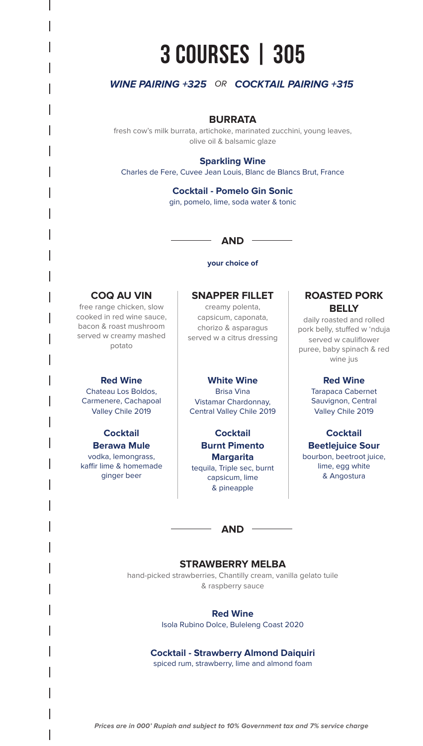# 3 COURSES | 305

***WINE PAIRING +325*** *OR* ***COCKTAIL PAIRING +315***

**BURRATA**

fresh cow's milk burrata, artichoke, marinated zucchini, young leaves, olive oil & balsamic glaze

**Sparkling Wine**

Charles de Fere, Cuvee Jean Louis, Blanc de Blancs Brut, France

**Cocktail - Pomelo Gin Sonic**

gin, pomelo, lime, soda water & tonic

**AND**

**your choice of**

**COQ AU VIN**

free range chicken, slow cooked in red wine sauce, bacon & roast mushroom served w creamy mashed potato

**Red Wine**

Chateau Los Boldos, Carmenere, Cachapoal Valley Chile 2019

**Cocktail**

**Berawa Mule**

vodka, lemongrass, kaffir lime & homemade ginger beer

**SNAPPER FILLET**

creamy polenta, capsicum, caponata, chorizo & asparagus served w a citrus dressing

**White Wine**

Brisa Vina Vistamar Chardonnay, Central Valley Chile 2019

**Cocktail**

**Burnt Pimento Margarita**

tequila, Triple sec, burnt capsicum, lime & pineapple

**ROASTED PORK BELLY**

daily roasted and rolled pork belly, stuffed w 'nduja served w cauliflower puree, baby spinach & red wine jus

**Red Wine**

Tarapaca Cabernet Sauvignon, Central Valley Chile 2019

**Cocktail**

**Beetlejuice Sour**

bourbon, beetroot juice, lime, egg white & Angostura

**AND**

**STRAWBERRY MELBA**

hand-picked strawberries, Chantilly cream, vanilla gelato tuile & raspberry sauce

**Red Wine**

Isola Rubino Dolce, Buleleng Coast 2020

**Cocktail - Strawberry Almond Daiquiri**

spiced rum, strawberry, lime and almond foam

***Prices are in 000' Rupiah and subject to 10% Government tax and 7% service charge***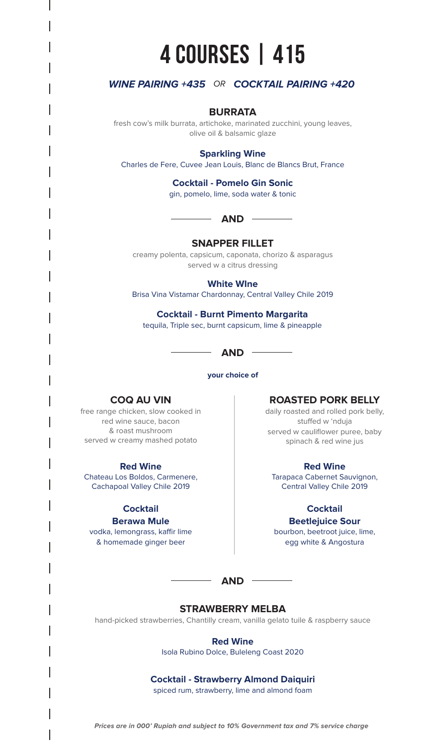# 4 COURSES | 415

***WINE PAIRING +435*** *OR* ***COCKTAIL PAIRING +420***

### BURRATA

fresh cow's milk burrata, artichoke, marinated zucchini, young leaves, olive oil & balsamic glaze

**Sparkling Wine**
Charles de Fere, Cuvee Jean Louis, Blanc de Blancs Brut, France

**Cocktail - Pomelo Gin Sonic**
gin, pomelo, lime, soda water & tonic

**AND**

### SNAPPER FILLET

creamy polenta, capsicum, caponata, chorizo & asparagus served w a citrus dressing

**White WIne**
Brisa Vina Vistamar Chardonnay, Central Valley Chile 2019

**Cocktail - Burnt Pimento Margarita**
tequila, Triple sec, burnt capsicum, lime & pineapple

**AND**

**your choice of**

### COQ AU VIN

free range chicken, slow cooked in red wine sauce, bacon & roast mushroom served w creamy mashed potato

**Red Wine**
Chateau Los Boldos, Carmenere, Cachapoal Valley Chile 2019

**Cocktail**
**Berawa Mule**
vodka, lemongrass, kaffir lime & homemade ginger beer

### ROASTED PORK BELLY

daily roasted and rolled pork belly, stuffed w 'nduja served w cauliflower puree, baby spinach & red wine jus

**Red Wine**
Tarapaca Cabernet Sauvignon, Central Valley Chile 2019

**Cocktail**
**Beetlejuice Sour**
bourbon, beetroot juice, lime, egg white & Angostura

**AND**

### STRAWBERRY MELBA

hand-picked strawberries, Chantilly cream, vanilla gelato tuile & raspberry sauce

**Red Wine**
Isola Rubino Dolce, Buleleng Coast 2020

**Cocktail - Strawberry Almond Daiquiri**
spiced rum, strawberry, lime and almond foam

***Prices are in 000' Rupiah and subject to 10% Government tax and 7% service charge***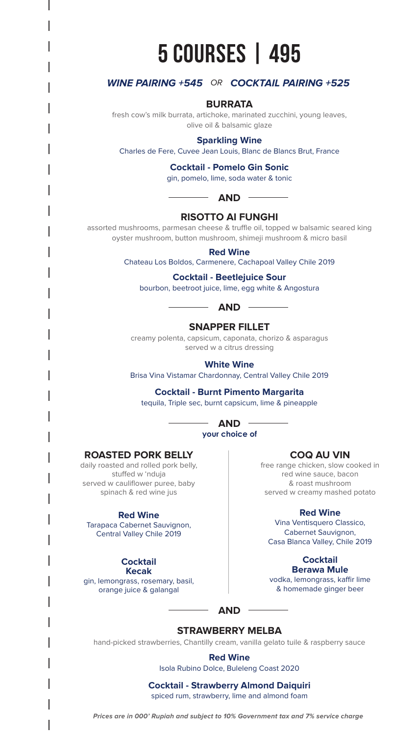# 5 COURSES | 495

***WINE PAIRING +545*** *OR* ***COCKTAIL PAIRING +525***

## BURRATA

fresh cow's milk burrata, artichoke, marinated zucchini, young leaves, olive oil & balsamic glaze

**Sparkling Wine**
Charles de Fere, Cuvee Jean Louis, Blanc de Blancs Brut, France

**Cocktail - Pomelo Gin Sonic**
gin, pomelo, lime, soda water & tonic

**AND**

## RISOTTO AI FUNGHI

assorted mushrooms, parmesan cheese & truffle oil, topped w balsamic seared king oyster mushroom, button mushroom, shimeji mushroom & micro basil

**Red Wine**
Chateau Los Boldos, Carmenere, Cachapoal Valley Chile 2019

**Cocktail - Beetlejuice Sour**
bourbon, beetroot juice, lime, egg white & Angostura

**AND**

## SNAPPER FILLET

creamy polenta, capsicum, caponata, chorizo & asparagus served w a citrus dressing

**White Wine**
Brisa Vina Vistamar Chardonnay, Central Valley Chile 2019

**Cocktail - Burnt Pimento Margarita**
tequila, Triple sec, burnt capsicum, lime & pineapple

**AND**
**your choice of**

## ROASTED PORK BELLY

daily roasted and rolled pork belly, stuffed w 'nduja served w cauliflower puree, baby spinach & red wine jus

**Red Wine**
Tarapaca Cabernet Sauvignon, Central Valley Chile 2019

**Cocktail**
**Kecak**
gin, lemongrass, rosemary, basil, orange juice & galangal

## COQ AU VIN

free range chicken, slow cooked in red wine sauce, bacon & roast mushroom served w creamy mashed potato

**Red Wine**
Vina Ventisquero Classico, Cabernet Sauvignon, Casa Blanca Valley, Chile 2019

**Cocktail**
**Berawa Mule**
vodka, lemongrass, kaffir lime & homemade ginger beer

**AND**

## STRAWBERRY MELBA

hand-picked strawberries, Chantilly cream, vanilla gelato tuile & raspberry sauce

**Red Wine**
Isola Rubino Dolce, Buleleng Coast 2020

**Cocktail - Strawberry Almond Daiquiri**
spiced rum, strawberry, lime and almond foam

***Prices are in 000' Rupiah and subject to 10% Government tax and 7% service charge***